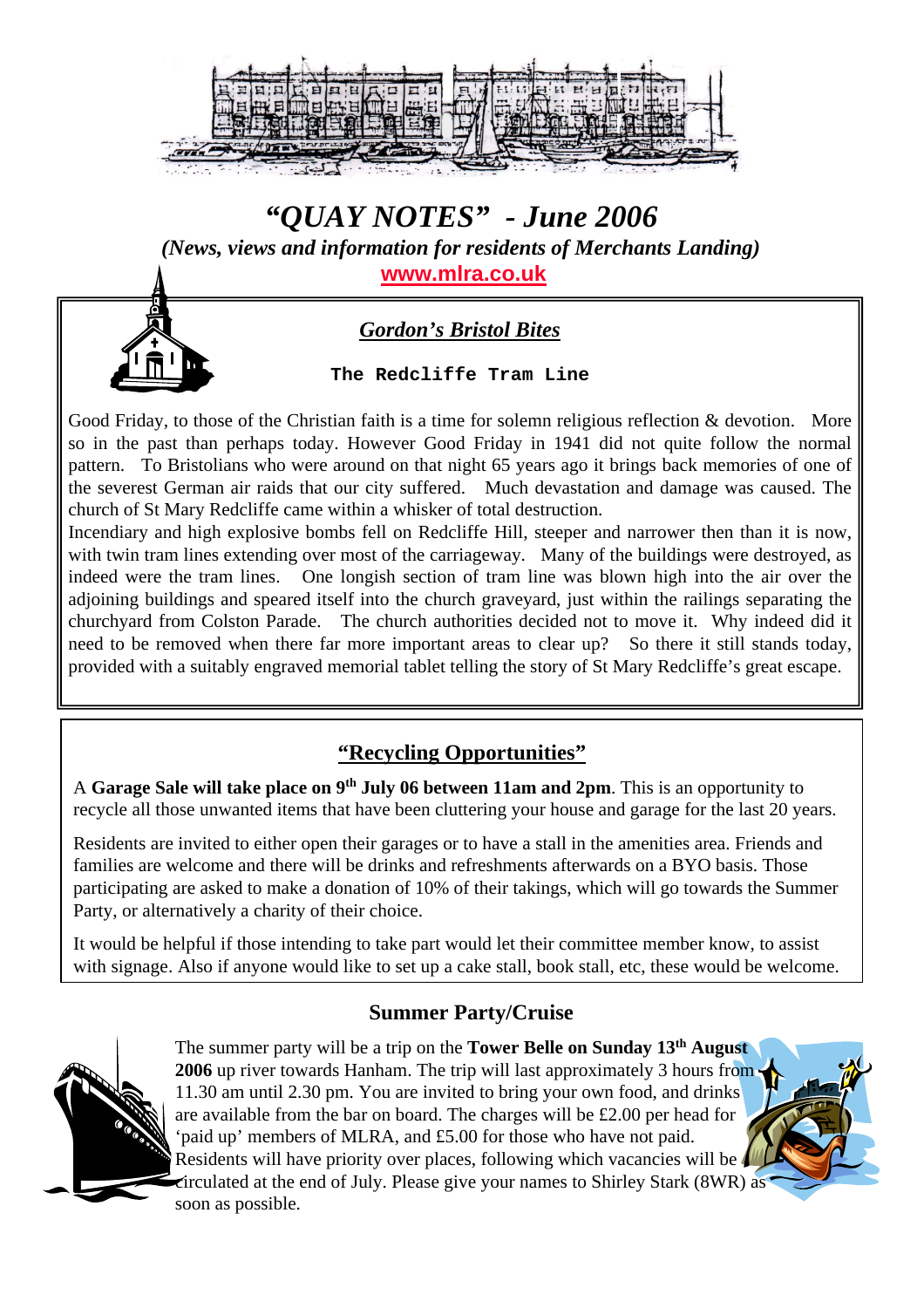# *"QUAY NOTES" - June 2006*

***(News, views and information for residents of Merchants Landing)***

www.mlra.co.uk

## ***Gordon's Bristol Bites***

**The Redcliffe Tram Line**

Good Friday, to those of the Christian faith is a time for solemn religious reflection & devotion. More so in the past than perhaps today. However Good Friday in 1941 did not quite follow the normal pattern. To Bristolians who were around on that night 65 years ago it brings back memories of one of the severest German air raids that our city suffered. Much devastation and damage was caused. The church of St Mary Redcliffe came within a whisker of total destruction.

Incendiary and high explosive bombs fell on Redcliffe Hill, steeper and narrower then than it is now, with twin tram lines extending over most of the carriageway. Many of the buildings were destroyed, as indeed were the tram lines. One longish section of tram line was blown high into the air over the adjoining buildings and speared itself into the church graveyard, just within the railings separating the churchyard from Colston Parade. The church authorities decided not to move it. Why indeed did it need to be removed when there far more important areas to clear up? So there it still stands today, provided with a suitably engraved memorial tablet telling the story of St Mary Redcliffe's great escape.

## **"Recycling Opportunities"**

A **Garage Sale will take place on 9th July 06 between 11am and 2pm**. This is an opportunity to recycle all those unwanted items that have been cluttering your house and garage for the last 20 years.

Residents are invited to either open their garages or to have a stall in the amenities area. Friends and families are welcome and there will be drinks and refreshments afterwards on a BYO basis. Those participating are asked to make a donation of 10% of their takings, which will go towards the Summer Party, or alternatively a charity of their choice.

It would be helpful if those intending to take part would let their committee member know, to assist with signage. Also if anyone would like to set up a cake stall, book stall, etc, these would be welcome.

## **Summer Party/Cruise**

The summer party will be a trip on the **Tower Belle on Sunday 13th August 2006** up river towards Hanham. The trip will last approximately 3 hours from 11.30 am until 2.30 pm. You are invited to bring your own food, and drinks are available from the bar on board. The charges will be £2.00 per head for 'paid up' members of MLRA, and £5.00 for those who have not paid. Residents will have priority over places, following which vacancies will be circulated at the end of July. Please give your names to Shirley Stark (8WR) as soon as possible.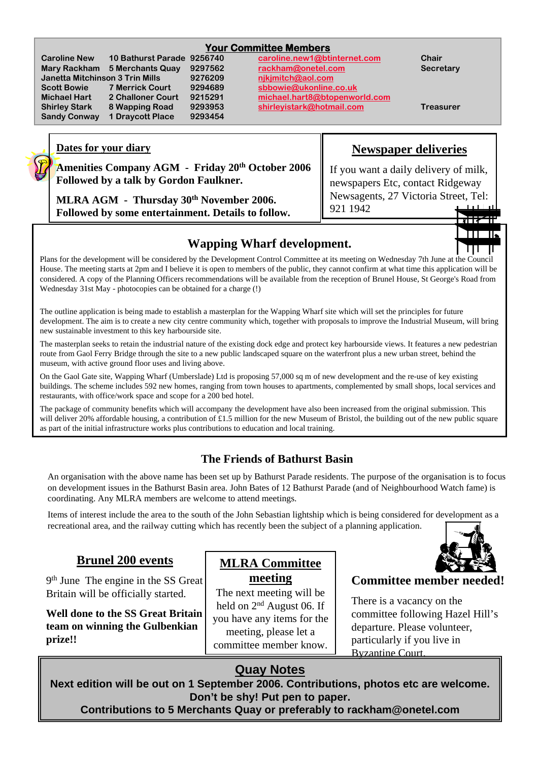## Your Committee Members

| | | | | |
|---|---|---|---|---|
| Caroline New | 10 Bathurst Parade | 9256740 | caroline.new1@btinternet.com | Chair |
| Mary Rackham | 5 Merchants Quay | 9297562 | rackham@onetel.com | Secretary |
| Janetta Mitchinson | 3 Trin Mills | 9276209 | njkjmitch@aol.com | |
| Scott Bowie | 7 Merrick Court | 9294689 | sbbowie@ukonline.co.uk | |
| Michael Hart | 2 Challoner Court | 9215291 | michael.hart8@btopenworld.com | |
| Shirley Stark | 8 Wapping Road | 9293953 | shirleyistark@hotmail.com | Treasurer |
| Sandy Conway | 1 Draycott Place | 9293454 | | |

## Dates for your diary

**Amenities Company AGM - Friday 20th October 2006 Followed by a talk by Gordon Faulkner.**

**MLRA AGM - Thursday 30th November 2006. Followed by some entertainment. Details to follow.**

## Newspaper deliveries

If you want a daily delivery of milk, newspapers Etc, contact Ridgeway Newsagents, 27 Victoria Street, Tel: 921 1942

## Wapping Wharf development.

Plans for the development will be considered by the Development Control Committee at its meeting on Wednesday 7th June at the Council House. The meeting starts at 2pm and I believe it is open to members of the public, they cannot confirm at what time this application will be considered. A copy of the Planning Officers recommendations will be available from the reception of Brunel House, St George's Road from Wednesday 31st May - photocopies can be obtained for a charge (!)

The outline application is being made to establish a masterplan for the Wapping Wharf site which will set the principles for future development. The aim is to create a new city centre community which, together with proposals to improve the Industrial Museum, will bring new sustainable investment to this key harbourside site.

The masterplan seeks to retain the industrial nature of the existing dock edge and protect key harbourside views. It features a new pedestrian route from Gaol Ferry Bridge through the site to a new public landscaped square on the waterfront plus a new urban street, behind the museum, with active ground floor uses and living above.

On the Gaol Gate site, Wapping Wharf (Umberslade) Ltd is proposing 57,000 sq m of new development and the re-use of key existing buildings. The scheme includes 592 new homes, ranging from town houses to apartments, complemented by small shops, local services and restaurants, with office/work space and scope for a 200 bed hotel.

The package of community benefits which will accompany the development have also been increased from the original submission. This will deliver 20% affordable housing, a contribution of £1.5 million for the new Museum of Bristol, the building out of the new public square as part of the initial infrastructure works plus contributions to education and local training.

## The Friends of Bathurst Basin

An organisation with the above name has been set up by Bathurst Parade residents. The purpose of the organisation is to focus on development issues in the Bathurst Basin area. John Bates of 12 Bathurst Parade (and of Neighbourhood Watch fame) is coordinating. Any MLRA members are welcome to attend meetings.

Items of interest include the area to the south of the John Sebastian lightship which is being considered for development as a recreational area, and the railway cutting which has recently been the subject of a planning application.

## Brunel 200 events

9th June The engine in the SS Great Britain will be officially started.

**Well done to the SS Great Britain team on winning the Gulbenkian prize!!**

## MLRA Committee meeting

The next meeting will be held on 2nd August 06. If you have any items for the meeting, please let a committee member know.

## Committee member needed!

There is a vacancy on the committee following Hazel Hill's departure. Please volunteer, particularly if you live in Byzantine Court.

## Quay Notes

**Next edition will be out on 1 September 2006. Contributions, photos etc are welcome. Don't be shy! Put pen to paper.**

**Contributions to 5 Merchants Quay or preferably to rackham@onetel.com**